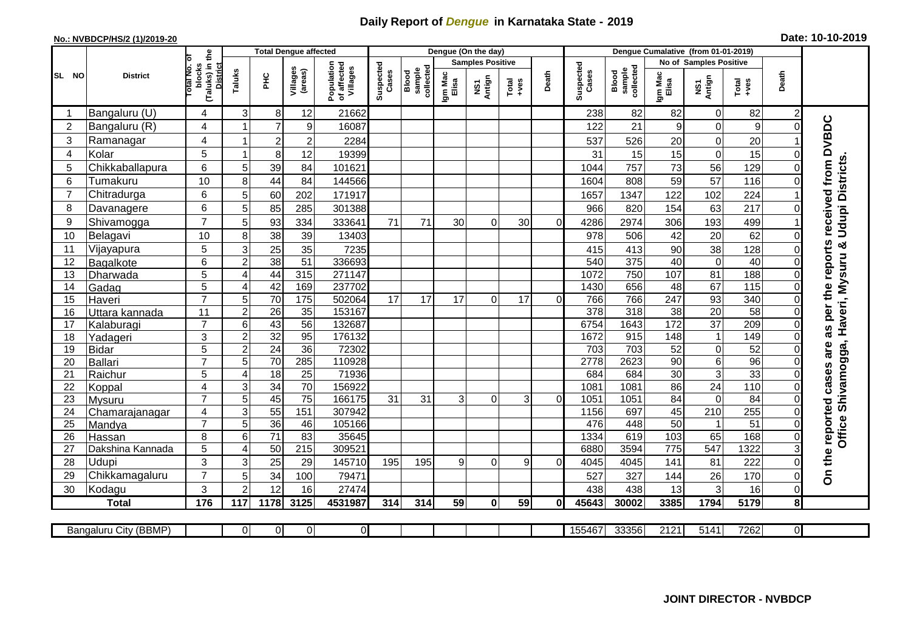# Daily Report of *Dengue* in Karnataka State - 2019

**No.: NVBDCP/HS/2 (1)/2019-20**

**Date: 10-10-2019**

| SL NO | District | Total No. of blocks (Taluks) in the District | Total Dengue affected | | | | Dengue (On the day) | | | | | | Dengue Cumalative (from 01-01-2019) | | | | | | |
|---|---|---|---|---|---|---|---|---|---|---|---|---|---|---|---|---|---|---|---|
| | | | Taluks | PHC | Villages (areas) | Population of affected Villages | Suspected Cases | Blood sample collected | Samples Positive | | | Death | Suspected Cases | Blood sample collected | No of Samples Positive | | | Death | |
| | | | | | | | | | Igm Mac Elisa | NS1 Antign | Total +ves | | | | Igm Mac Elisa | NS1 Antign | Total +ves | | |
| 1 | Bangaluru (U) | 4 | 3 | 8 | 12 | 21662 | | | | | | | 238 | 82 | 82 | 0 | 82 | 2 | On the reported cases are as per the reports received from DVBDC Office Shivamogga, Haveri, Mysuru & Udupi Districts. |
| 2 | Bangaluru (R) | 4 | 1 | 7 | 9 | 16087 | | | | | | | 122 | 21 | 9 | 0 | 9 | 0 | |
| 3 | Ramanagar | 4 | 1 | 2 | 2 | 2284 | | | | | | | 537 | 526 | 20 | 0 | 20 | 1 | |
| 4 | Kolar | 5 | 1 | 8 | 12 | 19399 | | | | | | | 31 | 15 | 15 | 0 | 15 | 0 | |
| 5 | Chikkaballapura | 6 | 5 | 39 | 84 | 101621 | | | | | | | 1044 | 757 | 73 | 56 | 129 | 0 | |
| 6 | Tumakuru | 10 | 8 | 44 | 84 | 144566 | | | | | | | 1604 | 808 | 59 | 57 | 116 | 0 | |
| 7 | Chitradurga | 6 | 5 | 60 | 202 | 171917 | | | | | | | 1657 | 1347 | 122 | 102 | 224 | 1 | |
| 8 | Davanagere | 6 | 5 | 85 | 285 | 301388 | | | | | | | 966 | 820 | 154 | 63 | 217 | 0 | |
| 9 | Shivamogga | 7 | 5 | 93 | 334 | 333641 | 71 | 71 | 30 | 0 | 30 | 0 | 4286 | 2974 | 306 | 193 | 499 | 1 | |
| 10 | Belagavi | 10 | 8 | 38 | 39 | 13403 | | | | | | | 978 | 506 | 42 | 20 | 62 | 0 | |
| 11 | Vijayapura | 5 | 3 | 25 | 35 | 7235 | | | | | | | 415 | 413 | 90 | 38 | 128 | 0 | |
| 12 | Bagalkote | 6 | 2 | 38 | 51 | 336693 | | | | | | | 540 | 375 | 40 | 0 | 40 | 0 | |
| 13 | Dharwada | 5 | 4 | 44 | 315 | 271147 | | | | | | | 1072 | 750 | 107 | 81 | 188 | 0 | |
| 14 | Gadag | 5 | 4 | 42 | 169 | 237702 | | | | | | | 1430 | 656 | 48 | 67 | 115 | 0 | |
| 15 | Haveri | 7 | 5 | 70 | 175 | 502064 | 17 | 17 | 17 | 0 | 17 | 0 | 766 | 766 | 247 | 93 | 340 | 0 | |
| 16 | Uttara kannada | 11 | 2 | 26 | 35 | 153167 | | | | | | | 378 | 318 | 38 | 20 | 58 | 0 | |
| 17 | Kalaburagi | 7 | 6 | 43 | 56 | 132687 | | | | | | | 6754 | 1643 | 172 | 37 | 209 | 0 | |
| 18 | Yadageri | 3 | 2 | 32 | 95 | 176132 | | | | | | | 1672 | 915 | 148 | 1 | 149 | 0 | |
| 19 | Bidar | 5 | 2 | 24 | 36 | 72302 | | | | | | | 703 | 703 | 52 | 0 | 52 | 0 | |
| 20 | Ballari | 7 | 5 | 70 | 285 | 110928 | | | | | | | 2778 | 2623 | 90 | 6 | 96 | 0 | |
| 21 | Raichur | 5 | 4 | 18 | 25 | 71936 | | | | | | | 684 | 684 | 30 | 3 | 33 | 0 | |
| 22 | Koppal | 4 | 3 | 34 | 70 | 156922 | | | | | | | 1081 | 1081 | 86 | 24 | 110 | 0 | |
| 23 | Mysuru | 7 | 5 | 45 | 75 | 166175 | 31 | 31 | 3 | 0 | 3 | 0 | 1051 | 1051 | 84 | 0 | 84 | 0 | |
| 24 | Chamarajanagar | 4 | 3 | 55 | 151 | 307942 | | | | | | | 1156 | 697 | 45 | 210 | 255 | 0 | |
| 25 | Mandya | 7 | 5 | 36 | 46 | 105166 | | | | | | | 476 | 448 | 50 | 1 | 51 | 0 | |
| 26 | Hassan | 8 | 6 | 71 | 83 | 35645 | | | | | | | 1334 | 619 | 103 | 65 | 168 | 0 | |
| 27 | Dakshina Kannada | 5 | 4 | 50 | 215 | 309521 | | | | | | | 6880 | 3594 | 775 | 547 | 1322 | 3 | |
| 28 | Udupi | 3 | 3 | 25 | 29 | 145710 | 195 | 195 | 9 | 0 | 9 | 0 | 4045 | 4045 | 141 | 81 | 222 | 0 | |
| 29 | Chikkamagaluru | 7 | 5 | 34 | 100 | 79471 | | | | | | | 527 | 327 | 144 | 26 | 170 | 0 | |
| 30 | Kodagu | 3 | 2 | 12 | 16 | 27474 | | | | | | | 438 | 438 | 13 | 3 | 16 | 0 | |
| | **Total** | **176** | **117** | **1178** | **3125** | **4531987** | **314** | **314** | **59** | **0** | **59** | **0** | **45643** | **30002** | **3385** | **1794** | **5179** | **8** | |

| Bangaluru City (BBMP) | | 0 | 0 | 0 | 0 | | | | | | | 155467 | 33356 | 2121 | 5141 | 7262 | 0 | |
|---|---|---|---|---|---|---|---|---|---|---|---|---|---|---|---|---|---|---|

**JOINT DIRECTOR - NVBDCP**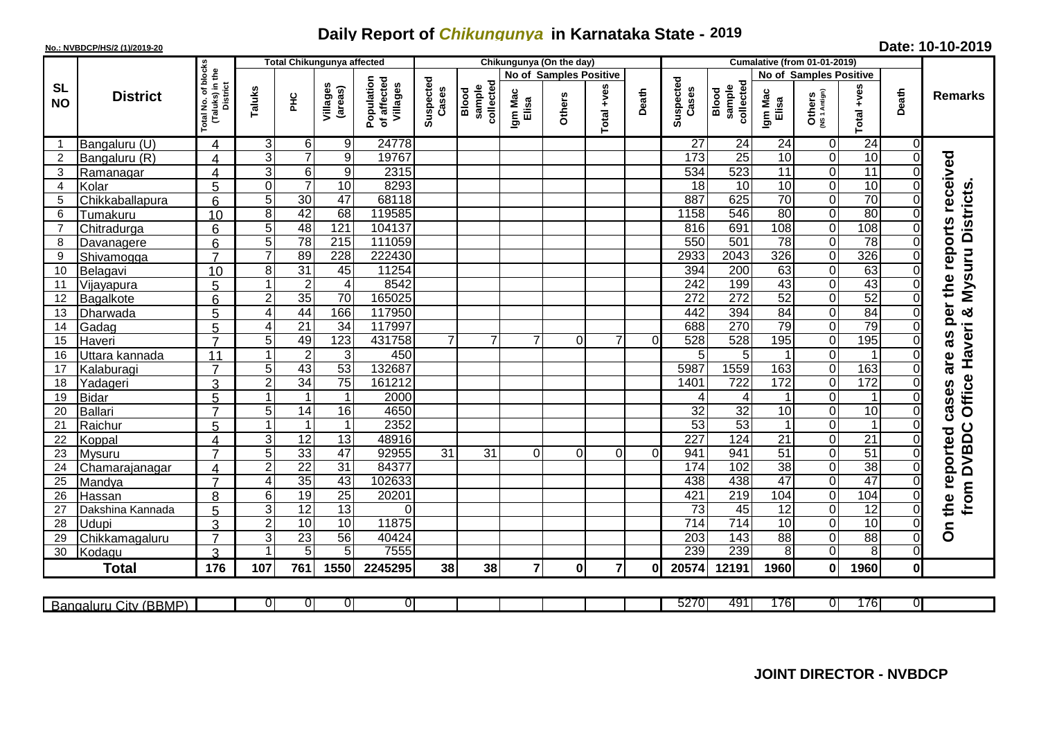# Daily Report of *Chikungunya* in Karnataka State - 2019

**No.: NVBDCP/HS/2 (1)/2019-20**

**Date: 10-10-2019**

| SL NO | District | Total No. of blocks (Taluks) in the District | Total Chikungunya affected | | | | Chikungunya (On the day) | | | | | | Cumalative (from 01-01-2019) | | | | | | Remarks |
|---|---|---|---|---|---|---|---|---|---|---|---|---|---|---|---|---|---|---|---|
| | | | Taluks | PHC | Villages (areas) | Population of affected Villages | Suspected Cases | Blood sample collected | No of Samples Positive | | | Death | Suspected Cases | Blood sample collected | No of Samples Positive | | | Death | |
| | | | | | | | | | Igm Mac Elisa | Others | Total +ves | | | | Igm Mac Elisa | Others (NS1 Antign) | Total +ves | | |
| 1 | Bangaluru (U) | 4 | 3 | 6 | 9 | 24778 | | | | | | | 27 | 24 | 24 | 0 | 24 | 0 | On the reported cases are as per the reports received from DVBDC Office Haveri & Mysuru Districts. |
| 2 | Bangaluru (R) | 4 | 3 | 7 | 9 | 19767 | | | | | | | 173 | 25 | 10 | 0 | 10 | 0 | |
| 3 | Ramanagar | 4 | 3 | 6 | 9 | 2315 | | | | | | | 534 | 523 | 11 | 0 | 11 | 0 | |
| 4 | Kolar | 5 | 0 | 7 | 10 | 8293 | | | | | | | 18 | 10 | 10 | 0 | 10 | 0 | |
| 5 | Chikkaballapura | 6 | 5 | 30 | 47 | 68118 | | | | | | | 887 | 625 | 70 | 0 | 70 | 0 | |
| 6 | Tumakuru | 10 | 8 | 42 | 68 | 119585 | | | | | | | 1158 | 546 | 80 | 0 | 80 | 0 | |
| 7 | Chitradurga | 6 | 5 | 48 | 121 | 104137 | | | | | | | 816 | 691 | 108 | 0 | 108 | 0 | |
| 8 | Davanagere | 6 | 5 | 78 | 215 | 111059 | | | | | | | 550 | 501 | 78 | 0 | 78 | 0 | |
| 9 | Shivamogga | 7 | 7 | 89 | 228 | 222430 | | | | | | | 2933 | 2043 | 326 | 0 | 326 | 0 | |
| 10 | Belagavi | 10 | 8 | 31 | 45 | 11254 | | | | | | | 394 | 200 | 63 | 0 | 63 | 0 | |
| 11 | Vijayapura | 5 | 1 | 2 | 4 | 8542 | | | | | | | 242 | 199 | 43 | 0 | 43 | 0 | |
| 12 | Bagalkote | 6 | 2 | 35 | 70 | 165025 | | | | | | | 272 | 272 | 52 | 0 | 52 | 0 | |
| 13 | Dharwada | 5 | 4 | 44 | 166 | 117950 | | | | | | | 442 | 394 | 84 | 0 | 84 | 0 | |
| 14 | Gadag | 5 | 4 | 21 | 34 | 117997 | | | | | | | 688 | 270 | 79 | 0 | 79 | 0 | |
| 15 | Haveri | 7 | 5 | 49 | 123 | 431758 | 7 | 7 | 7 | 0 | 7 | 0 | 528 | 528 | 195 | 0 | 195 | 0 | |
| 16 | Uttara kannada | 11 | 1 | 2 | 3 | 450 | | | | | | | 5 | 5 | 1 | 0 | 1 | 0 | |
| 17 | Kalaburagi | 7 | 5 | 43 | 53 | 132687 | | | | | | | 5987 | 1559 | 163 | 0 | 163 | 0 | |
| 18 | Yadageri | 3 | 2 | 34 | 75 | 161212 | | | | | | | 1401 | 722 | 172 | 0 | 172 | 0 | |
| 19 | Bidar | 5 | 1 | 1 | 1 | 2000 | | | | | | | 4 | 4 | 1 | 0 | 1 | 0 | |
| 20 | Ballari | 7 | 5 | 14 | 16 | 4650 | | | | | | | 32 | 32 | 10 | 0 | 10 | 0 | |
| 21 | Raichur | 5 | 1 | 1 | 1 | 2352 | | | | | | | 53 | 53 | 1 | 0 | 1 | 0 | |
| 22 | Koppal | 4 | 3 | 12 | 13 | 48916 | | | | | | | 227 | 124 | 21 | 0 | 21 | 0 | |
| 23 | Mysuru | 7 | 5 | 33 | 47 | 92955 | 31 | 31 | 0 | 0 | 0 | 0 | 941 | 941 | 51 | 0 | 51 | 0 | |
| 24 | Chamarajanagar | 4 | 2 | 22 | 31 | 84377 | | | | | | | 174 | 102 | 38 | 0 | 38 | 0 | |
| 25 | Mandya | 7 | 4 | 35 | 43 | 102633 | | | | | | | 438 | 438 | 47 | 0 | 47 | 0 | |
| 26 | Hassan | 8 | 6 | 19 | 25 | 20201 | | | | | | | 421 | 219 | 104 | 0 | 104 | 0 | |
| 27 | Dakshina Kannada | 5 | 3 | 12 | 13 | 0 | | | | | | | 73 | 45 | 12 | 0 | 12 | 0 | |
| 28 | Udupi | 3 | 2 | 10 | 10 | 11875 | | | | | | | 714 | 714 | 10 | 0 | 10 | 0 | |
| 29 | Chikkamagaluru | 7 | 3 | 23 | 56 | 40424 | | | | | | | 203 | 143 | 88 | 0 | 88 | 0 | |
| 30 | Kodagu | 3 | 1 | 5 | 5 | 7555 | | | | | | | 239 | 239 | 8 | 0 | 8 | 0 | |
| **Total** | | **176** | **107** | **761** | **1550** | **2245295** | **38** | **38** | **7** | **0** | **7** | **0** | **20574** | **12191** | **1960** | **0** | **1960** | **0** | |

| | | | | | | | | | | | | | | | | | | |
|---|---|---|---|---|---|---|---|---|---|---|---|---|---|---|---|---|---|---|
| Bangaluru City (BBMP) | | 0 | 0 | 0 | 0 | | | | | | | 5270 | 491 | 176 | 0 | 176 | 0 | |

**JOINT DIRECTOR - NVBDCP**